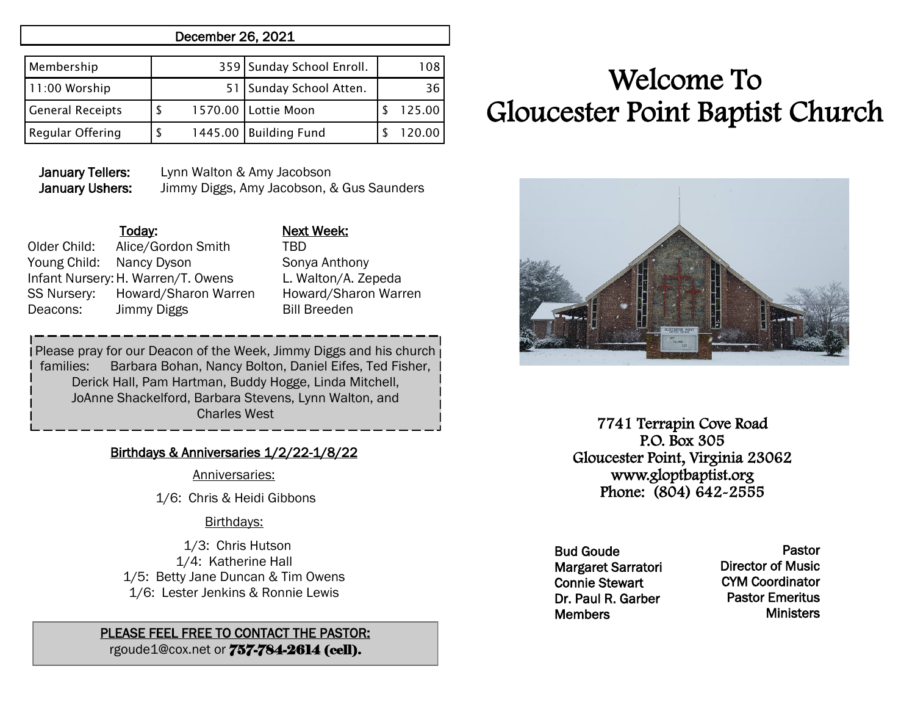December 26, 2021

| Membership | 359 | Sunday School Enroll. | 108 |
|---|---|---|---|
| 11:00 Worship | 51 | Sunday School Atten. | 36 |
| General Receipts | $ 1570.00 | Lottie Moon | $ 125.00 |
| Regular Offering | $ 1445.00 | Building Fund | $ 120.00 |

**January Tellers:** Lynn Walton & Amy Jacobson
**January Ushers:** Jimmy Diggs, Amy Jacobson, & Gus Saunders

| | Today: | Next Week: |
|---|---|---|
| Older Child: | Alice/Gordon Smith | TBD |
| Young Child: | Nancy Dyson | Sonya Anthony |
| Infant Nursery: | H. Warren/T. Owens | L. Walton/A. Zepeda |
| SS Nursery: | Howard/Sharon Warren | Howard/Sharon Warren |
| Deacons: | Jimmy Diggs | Bill Breeden |

Please pray for our Deacon of the Week, Jimmy Diggs and his church families: Barbara Bohan, Nancy Bolton, Daniel Eifes, Ted Fisher, Derick Hall, Pam Hartman, Buddy Hogge, Linda Mitchell, JoAnne Shackelford, Barbara Stevens, Lynn Walton, and Charles West

## Birthdays & Anniversaries 1/2/22-1/8/22

Anniversaries:

1/6: Chris & Heidi Gibbons

Birthdays:

1/3: Chris Hutson
1/4: Katherine Hall
1/5: Betty Jane Duncan & Tim Owens
1/6: Lester Jenkins & Ronnie Lewis

**PLEASE FEEL FREE TO CONTACT THE PASTOR:**
rgoude1@cox.net or **757-784-2614 (cell).**

# Welcome To Gloucester Point Baptist Church

7741 Terrapin Cove Road
P.O. Box 305
Gloucester Point, Virginia 23062
www.gloptbaptist.org
Phone: (804) 642-2555

| | |
|---|---|
| Bud Goude | Pastor |
| Margaret Sarratori | Director of Music |
| Connie Stewart | CYM Coordinator |
| Dr. Paul R. Garber | Pastor Emeritus |
| Members | Ministers |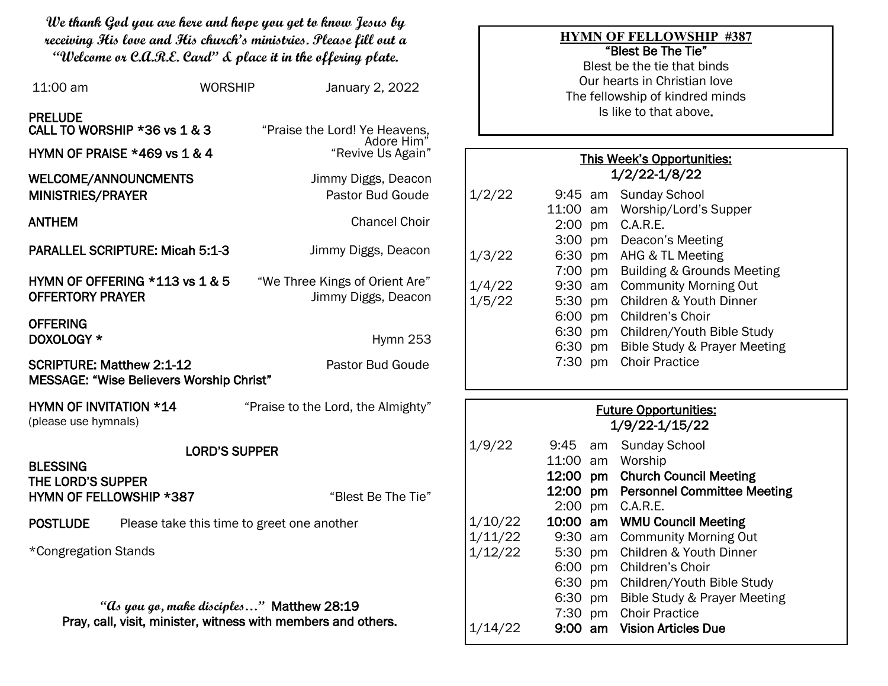***We thank God you are here and hope you get to know Jesus by receiving His love and His church's ministries. Please fill out a "Welcome or C.A.R.E. Card" & place it in the offering plate.***

| | | |
|---|---|---|
| 11:00 am | WORSHIP | January 2, 2022 |

**PRELUDE**

**CALL TO WORSHIP *36 vs 1 & 3** — "Praise the Lord! Ye Heavens, Adore Him"

**HYMN OF PRAISE *469 vs 1 & 4** — "Revive Us Again"

**WELCOME/ANNOUNCMENTS** — Jimmy Diggs, Deacon

**MINISTRIES/PRAYER** — Pastor Bud Goude

**ANTHEM** — Chancel Choir

**PARALLEL SCRIPTURE: Micah 5:1-3** — Jimmy Diggs, Deacon

**HYMN OF OFFERING *113 vs 1 & 5** — "We Three Kings of Orient Are"

**OFFERTORY PRAYER** — Jimmy Diggs, Deacon

**OFFERING**

**DOXOLOGY *** — Hymn 253

**SCRIPTURE: Matthew 2:1-12** — Pastor Bud Goude

**MESSAGE: "Wise Believers Worship Christ"**

**HYMN OF INVITATION *14** — "Praise to the Lord, the Almighty"
(please use hymnals)

**LORD'S SUPPER**

**BLESSING**

**THE LORD'S SUPPER**

**HYMN OF FELLOWSHIP *387** — "Blest Be The Tie"

**POSTLUDE** Please take this time to greet one another

*Congregation Stands

***"As you go, make disciples…"*** **Matthew 28:19**
**Pray, call, visit, minister, witness with members and others.**

**HYMN OF FELLOWSHIP #387**
**"Blest Be The Tie"**
Blest be the tie that binds
Our hearts in Christian love
The fellowship of kindred minds
Is like to that above.

**This Week's Opportunities:**
**1/2/22-1/8/22**

| | | |
|---|---|---|
| 1/2/22 | 9:45 am | Sunday School |
| | 11:00 am | Worship/Lord's Supper |
| | 2:00 pm | C.A.R.E. |
| | 3:00 pm | Deacon's Meeting |
| 1/3/22 | 6:30 pm | AHG & TL Meeting |
| | 7:00 pm | Building & Grounds Meeting |
| 1/4/22 | 9:30 am | Community Morning Out |
| 1/5/22 | 5:30 pm | Children & Youth Dinner |
| | 6:00 pm | Children's Choir |
| | 6:30 pm | Children/Youth Bible Study |
| | 6:30 pm | Bible Study & Prayer Meeting |
| | 7:30 pm | Choir Practice |

**Future Opportunities:**
**1/9/22-1/15/22**

| | | |
|---|---|---|
| 1/9/22 | 9:45 am | Sunday School |
| | 11:00 am | Worship |
| | **12:00 pm** | **Church Council Meeting** |
| | **12:00 pm** | **Personnel Committee Meeting** |
| | 2:00 pm | C.A.R.E. |
| 1/10/22 | **10:00 am** | **WMU Council Meeting** |
| 1/11/22 | 9:30 am | Community Morning Out |
| 1/12/22 | 5:30 pm | Children & Youth Dinner |
| | 6:00 pm | Children's Choir |
| | 6:30 pm | Children/Youth Bible Study |
| | 6:30 pm | Bible Study & Prayer Meeting |
| | 7:30 pm | Choir Practice |
| 1/14/22 | **9:00 am** | **Vision Articles Due** |